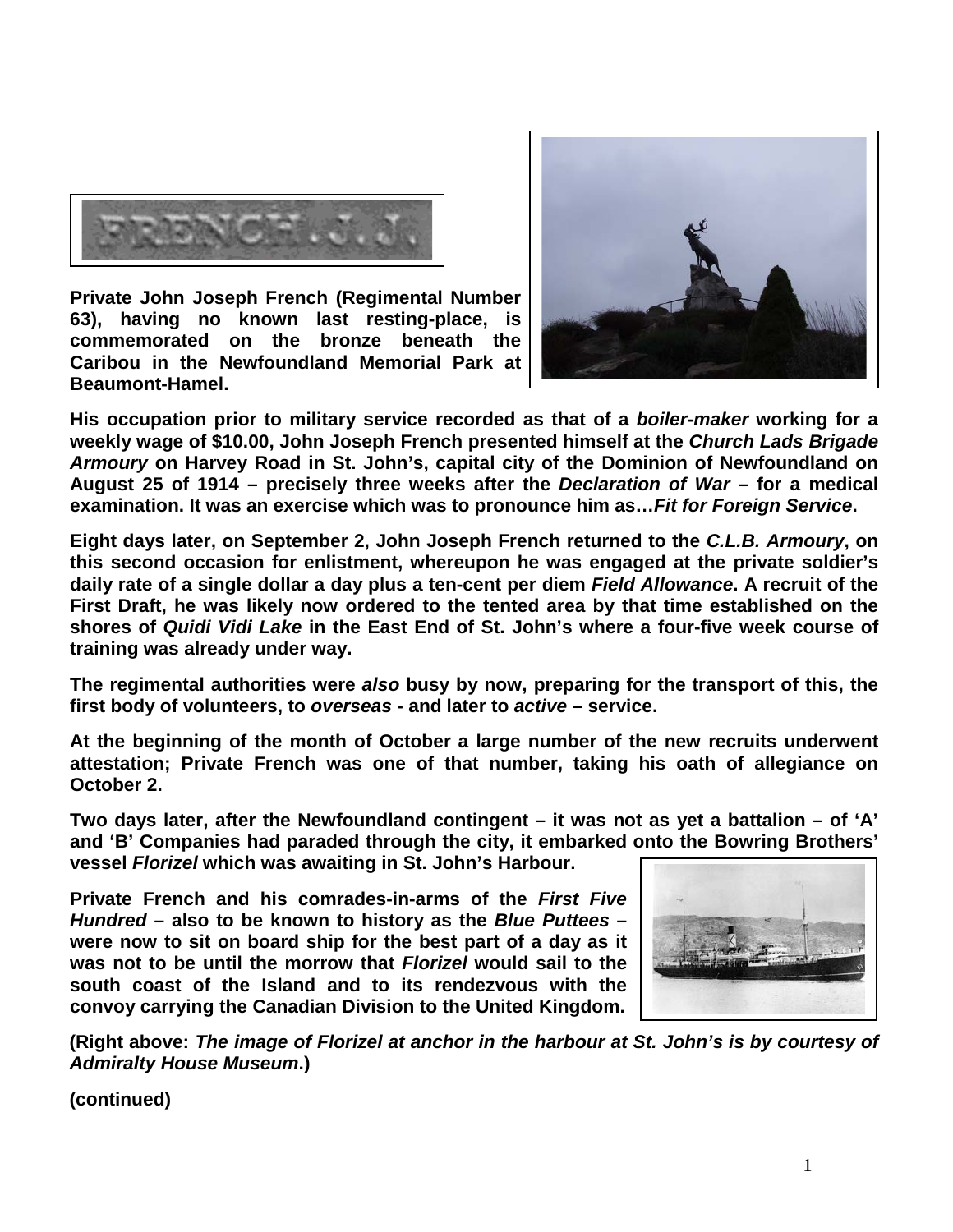**Private John Joseph French (Regimental Number 63), having no known last resting-place, is commemorated on the bronze beneath the Caribou in the Newfoundland Memorial Park at Beaumont-Hamel.**

**His occupation prior to military service recorded as that of a *boiler-maker* working for a weekly wage of $10.00, John Joseph French presented himself at the *Church Lads Brigade Armoury* on Harvey Road in St. John's, capital city of the Dominion of Newfoundland on August 25 of 1914 – precisely three weeks after the *Declaration of War* – for a medical examination. It was an exercise which was to pronounce him as…*Fit for Foreign Service*.**

**Eight days later, on September 2, John Joseph French returned to the *C.L.B. Armoury*, on this second occasion for enlistment, whereupon he was engaged at the private soldier's daily rate of a single dollar a day plus a ten-cent per diem *Field Allowance*. A recruit of the First Draft, he was likely now ordered to the tented area by that time established on the shores of *Quidi Vidi Lake* in the East End of St. John's where a four-five week course of training was already under way.**

**The regimental authorities were *also* busy by now, preparing for the transport of this, the first body of volunteers, to *overseas* - and later to *active* – service.**

**At the beginning of the month of October a large number of the new recruits underwent attestation; Private French was one of that number, taking his oath of allegiance on October 2.**

**Two days later, after the Newfoundland contingent – it was not as yet a battalion – of 'A' and 'B' Companies had paraded through the city, it embarked onto the Bowring Brothers' vessel *Florizel* which was awaiting in St. John's Harbour.**

**Private French and his comrades-in-arms of the *First Five Hundred* – also to be known to history as the *Blue Puttees* – were now to sit on board ship for the best part of a day as it was not to be until the morrow that *Florizel* would sail to the south coast of the Island and to its rendezvous with the convoy carrying the Canadian Division to the United Kingdom.**

**(Right above: *The image of Florizel at anchor in the harbour at St. John's is by courtesy of Admiralty House Museum*.)**

**(continued)**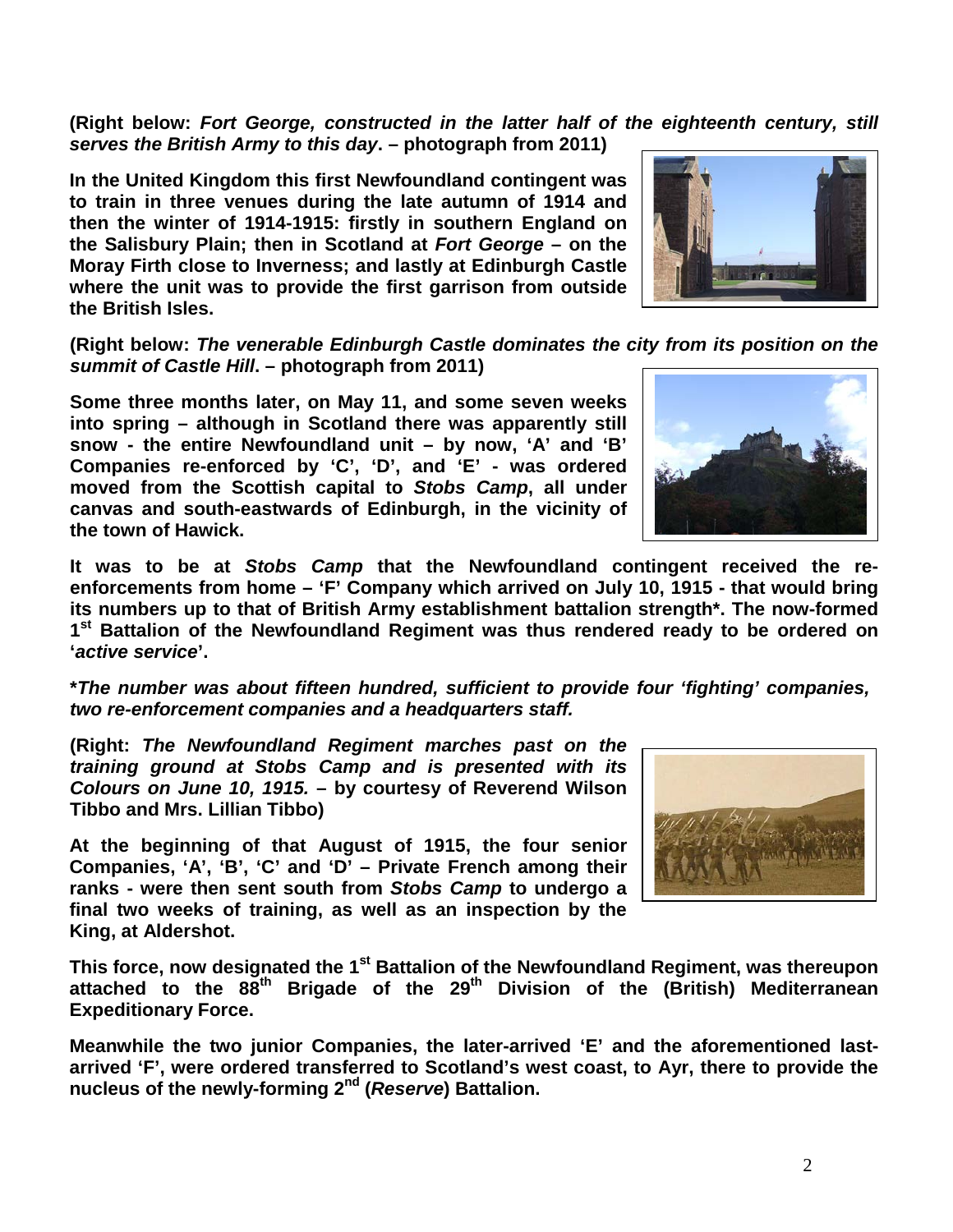**(Right below: *Fort George, constructed in the latter half of the eighteenth century, still serves the British Army to this day*. – photograph from 2011)**

**In the United Kingdom this first Newfoundland contingent was to train in three venues during the late autumn of 1914 and then the winter of 1914-1915: firstly in southern England on the Salisbury Plain; then in Scotland at *Fort George* – on the Moray Firth close to Inverness; and lastly at Edinburgh Castle where the unit was to provide the first garrison from outside the British Isles.**

**(Right below: *The venerable Edinburgh Castle dominates the city from its position on the summit of Castle Hill*. – photograph from 2011)**

**Some three months later, on May 11, and some seven weeks into spring – although in Scotland there was apparently still snow - the entire Newfoundland unit – by now, 'A' and 'B' Companies re-enforced by 'C', 'D', and 'E' - was ordered moved from the Scottish capital to *Stobs Camp*, all under canvas and south-eastwards of Edinburgh, in the vicinity of the town of Hawick.**

**It was to be at *Stobs Camp* that the Newfoundland contingent received the re-enforcements from home – 'F' Company which arrived on July 10, 1915 - that would bring its numbers up to that of British Army establishment battalion strength*. The now-formed 1st Battalion of the Newfoundland Regiment was thus rendered ready to be ordered on '*active service*'.**

***\*The number was about fifteen hundred, sufficient to provide four 'fighting' companies, two re-enforcement companies and a headquarters staff.***

**(Right: *The Newfoundland Regiment marches past on the training ground at Stobs Camp and is presented with its Colours on June 10, 1915.* – by courtesy of Reverend Wilson Tibbo and Mrs. Lillian Tibbo)**

**At the beginning of that August of 1915, the four senior Companies, 'A', 'B', 'C' and 'D' – Private French among their ranks - were then sent south from *Stobs Camp* to undergo a final two weeks of training, as well as an inspection by the King, at Aldershot.**

**This force, now designated the 1st Battalion of the Newfoundland Regiment, was thereupon attached to the 88th Brigade of the 29th Division of the (British) Mediterranean Expeditionary Force.**

**Meanwhile the two junior Companies, the later-arrived 'E' and the aforementioned last-arrived 'F', were ordered transferred to Scotland's west coast, to Ayr, there to provide the nucleus of the newly-forming 2nd (*Reserve*) Battalion.**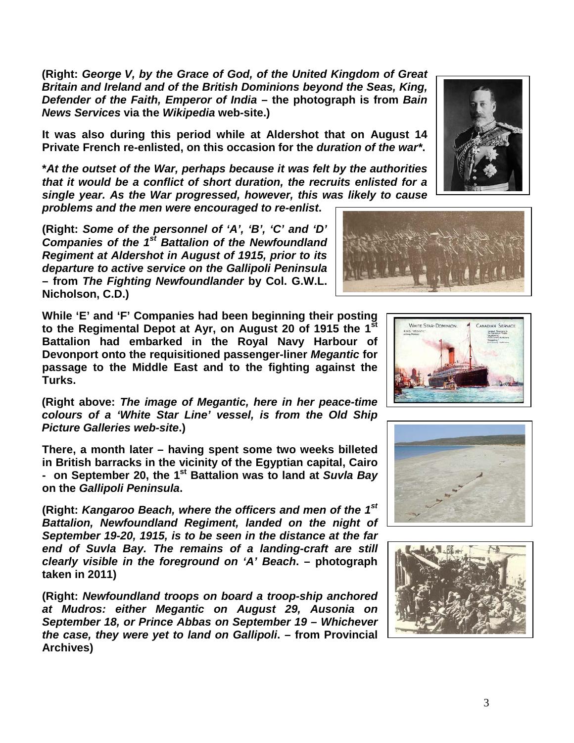**(Right:** ***George V, by the Grace of God, of the United Kingdom of Great Britain and Ireland and of the British Dominions beyond the Seas, King, Defender of the Faith, Emperor of India*** **– the photograph is from** ***Bain News Services*** **via the** ***Wikipedia*** **web-site.)**

**It was also during this period while at Aldershot that on August 14 Private French re-enlisted, on this occasion for the** ***duration of the war****.**

***At the outset of the War, perhaps because it was felt by the authorities that it would be a conflict of short duration, the recruits enlisted for a single year. As the War progressed, however, this was likely to cause problems and the men were encouraged to re-enlist*.**

**(Right:** ***Some of the personnel of 'A', 'B', 'C' and 'D' Companies of the 1st Battalion of the Newfoundland Regiment at Aldershot in August of 1915, prior to its departure to active service on the Gallipoli Peninsula*** **– from** ***The Fighting Newfoundlander*** **by Col. G.W.L. Nicholson, C.D.)**

**While 'E' and 'F' Companies had been beginning their posting to the Regimental Depot at Ayr, on August 20 of 1915 the 1st Battalion had embarked in the Royal Navy Harbour of Devonport onto the requisitioned passenger-liner** ***Megantic*** **for passage to the Middle East and to the fighting against the Turks.**

**(Right above:** ***The image of Megantic, here in her peace-time colours of a 'White Star Line' vessel, is from the Old Ship Picture Galleries web-site*.)**

**There, a month later – having spent some two weeks billeted in British barracks in the vicinity of the Egyptian capital, Cairo - on September 20, the 1st Battalion was to land at** ***Suvla Bay*** **on the** ***Gallipoli Peninsula*.**

**(Right:** ***Kangaroo Beach, where the officers and men of the 1st Battalion, Newfoundland Regiment, landed on the night of September 19-20, 1915, is to be seen in the distance at the far end of Suvla Bay. The remains of a landing-craft are still clearly visible in the foreground on 'A' Beach*. – photograph taken in 2011)**

**(Right:** ***Newfoundland troops on board a troop-ship anchored at Mudros: either Megantic on August 29, Ausonia on September 18, or Prince Abbas on September 19 – Whichever the case, they were yet to land on Gallipoli*. – from Provincial Archives)**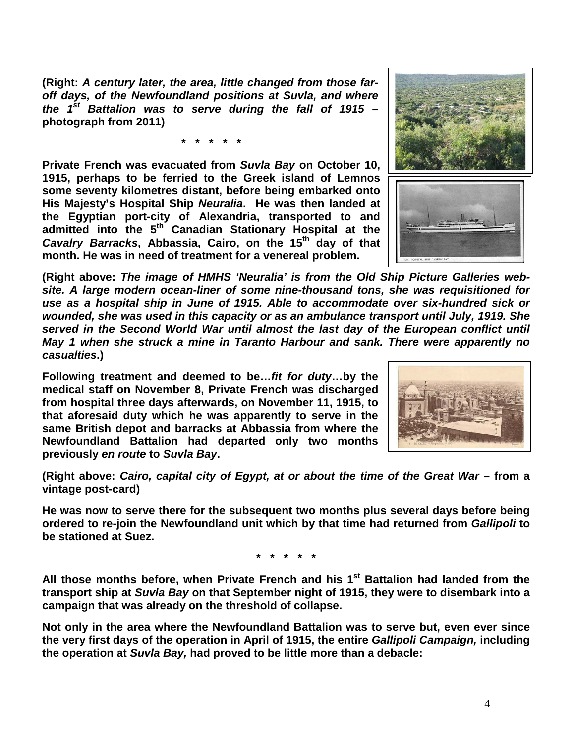**(Right: *A century later, the area, little changed from those far-off days, of the Newfoundland positions at Suvla, and where the 1st Battalion was to serve during the fall of 1915* – photograph from 2011)**

**\* \* \* \* \***

**Private French was evacuated from *Suvla Bay* on October 10, 1915, perhaps to be ferried to the Greek island of Lemnos some seventy kilometres distant, before being embarked onto His Majesty's Hospital Ship *Neuralia*. He was then landed at the Egyptian port-city of Alexandria, transported to and admitted into the 5th Canadian Stationary Hospital at the *Cavalry Barracks*, Abbassia, Cairo, on the 15th day of that month. He was in need of treatment for a venereal problem.**

**(Right above: *The image of HMHS 'Neuralia' is from the Old Ship Picture Galleries web-site. A large modern ocean-liner of some nine-thousand tons, she was requisitioned for use as a hospital ship in June of 1915. Able to accommodate over six-hundred sick or wounded, she was used in this capacity or as an ambulance transport until July, 1919. She served in the Second World War until almost the last day of the European conflict until May 1 when she struck a mine in Taranto Harbour and sank. There were apparently no casualties*.)**

**Following treatment and deemed to be…*fit for duty*…by the medical staff on November 8, Private French was discharged from hospital three days afterwards, on November 11, 1915, to that aforesaid duty which he was apparently to serve in the same British depot and barracks at Abbassia from where the Newfoundland Battalion had departed only two months previously *en route* to *Suvla Bay*.**

**(Right above: *Cairo, capital city of Egypt, at or about the time of the Great War* – from a vintage post-card)**

**He was now to serve there for the subsequent two months plus several days before being ordered to re-join the Newfoundland unit which by that time had returned from *Gallipoli* to be stationed at Suez.**

**\* \* \* \* \***

**All those months before, when Private French and his 1st Battalion had landed from the transport ship at *Suvla Bay* on that September night of 1915, they were to disembark into a campaign that was already on the threshold of collapse.**

**Not only in the area where the Newfoundland Battalion was to serve but, even ever since the very first days of the operation in April of 1915, the entire *Gallipoli Campaign,* including the operation at *Suvla Bay,* had proved to be little more than a debacle:**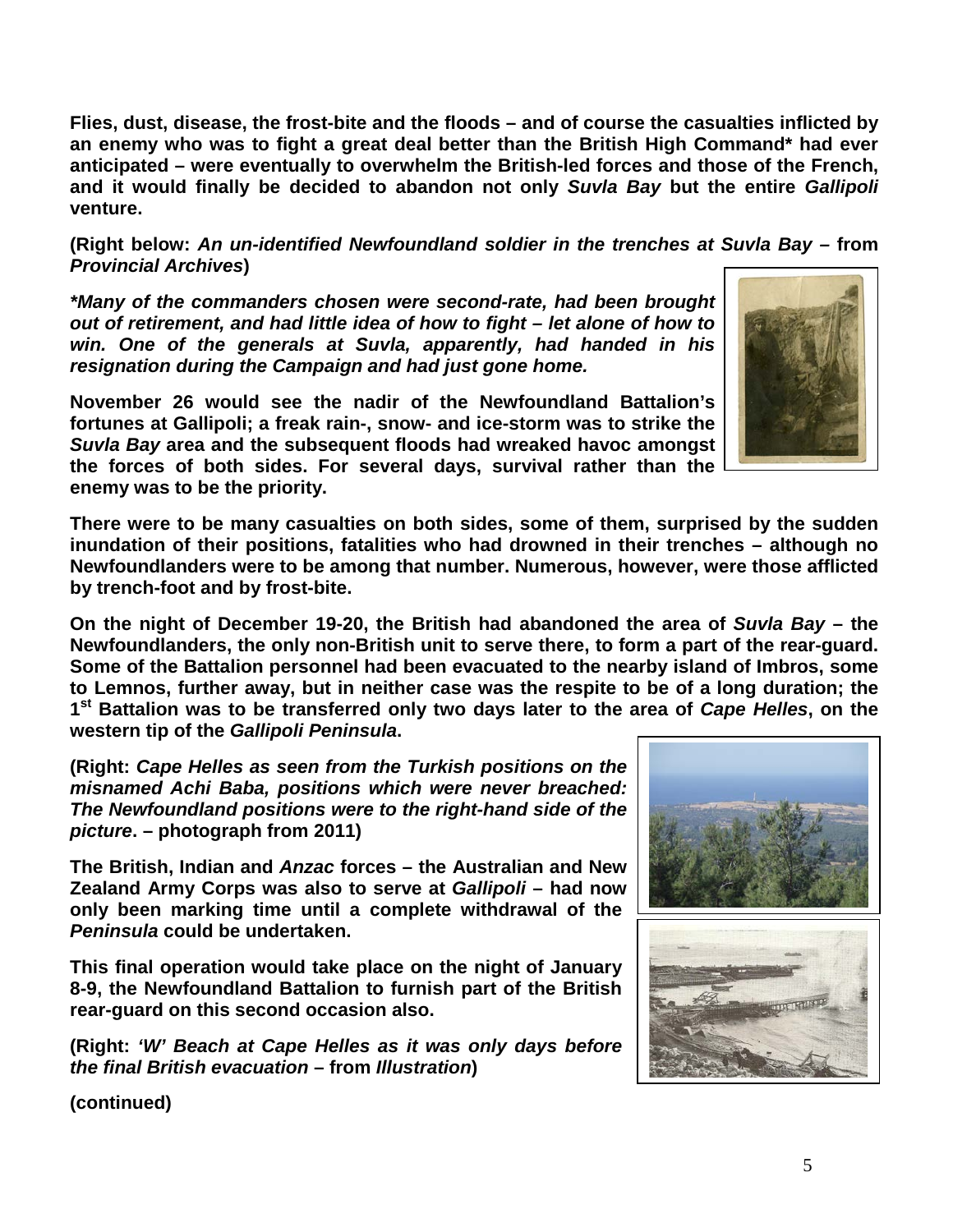**Flies, dust, disease, the frost-bite and the floods – and of course the casualties inflicted by an enemy who was to fight a great deal better than the British High Command* had ever anticipated – were eventually to overwhelm the British-led forces and those of the French, and it would finally be decided to abandon not only *Suvla Bay* but the entire *Gallipoli* venture.**

**(Right below: *An un-identified Newfoundland soldier in the trenches at Suvla Bay* – from *Provincial Archives*)**

***Many of the commanders chosen were second-rate, had been brought out of retirement, and had little idea of how to fight – let alone of how to win. One of the generals at Suvla, apparently, had handed in his resignation during the Campaign and had just gone home.***

**November 26 would see the nadir of the Newfoundland Battalion's fortunes at Gallipoli; a freak rain-, snow- and ice-storm was to strike the *Suvla Bay* area and the subsequent floods had wreaked havoc amongst the forces of both sides. For several days, survival rather than the enemy was to be the priority.**

**There were to be many casualties on both sides, some of them, surprised by the sudden inundation of their positions, fatalities who had drowned in their trenches – although no Newfoundlanders were to be among that number. Numerous, however, were those afflicted by trench-foot and by frost-bite.**

**On the night of December 19-20, the British had abandoned the area of *Suvla Bay* – the Newfoundlanders, the only non-British unit to serve there, to form a part of the rear-guard. Some of the Battalion personnel had been evacuated to the nearby island of Imbros, some to Lemnos, further away, but in neither case was the respite to be of a long duration; the 1st Battalion was to be transferred only two days later to the area of *Cape Helles*, on the western tip of the *Gallipoli Peninsula*.**

**(Right: *Cape Helles as seen from the Turkish positions on the misnamed Achi Baba, positions which were never breached: The Newfoundland positions were to the right-hand side of the picture*. – photograph from 2011)**

**The British, Indian and *Anzac* forces – the Australian and New Zealand Army Corps was also to serve at *Gallipoli* – had now only been marking time until a complete withdrawal of the *Peninsula* could be undertaken.**

**This final operation would take place on the night of January 8-9, the Newfoundland Battalion to furnish part of the British rear-guard on this second occasion also.**

**(Right: *'W' Beach at Cape Helles as it was only days before the final British evacuation* – from *Illustration*)**

**(continued)**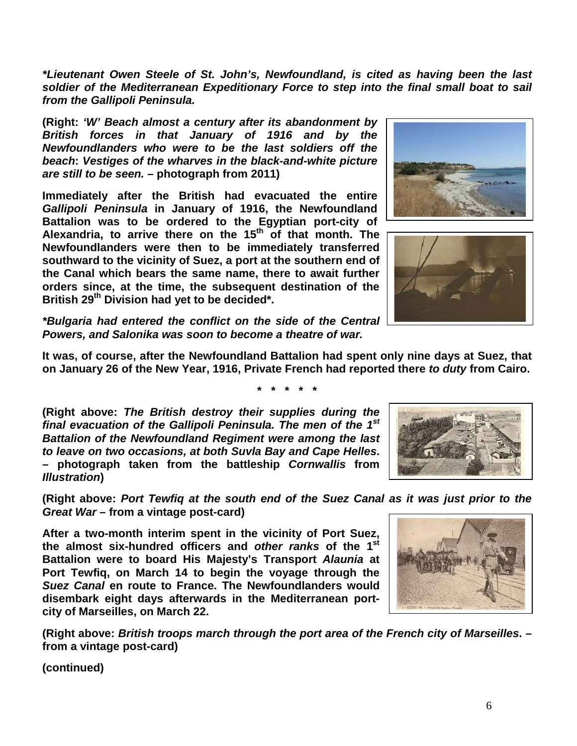***Lieutenant Owen Steele of St. John's, Newfoundland, is cited as having been the last soldier of the Mediterranean Expeditionary Force to step into the final small boat to sail from the Gallipoli Peninsula.***

**(Right: *'W' Beach almost a century after its abandonment by British forces in that January of 1916 and by the Newfoundlanders who were to be the last soldiers off the beach*: *Vestiges of the wharves in the black-and-white picture are still to be seen.* – photograph from 2011)**

**Immediately after the British had evacuated the entire *Gallipoli Peninsula* in January of 1916, the Newfoundland Battalion was to be ordered to the Egyptian port-city of Alexandria, to arrive there on the 15th of that month. The Newfoundlanders were then to be immediately transferred southward to the vicinity of Suez, a port at the southern end of the Canal which bears the same name, there to await further orders since, at the time, the subsequent destination of the British 29th Division had yet to be decided*.**

***Bulgaria had entered the conflict on the side of the Central Powers, and Salonika was soon to become a theatre of war.***

**It was, of course, after the Newfoundland Battalion had spent only nine days at Suez, that on January 26 of the New Year, 1916, Private French had reported there *to duty* from Cairo.**

**\* \* \* \* \***

**(Right above: *The British destroy their supplies during the final evacuation of the Gallipoli Peninsula. The men of the 1st Battalion of the Newfoundland Regiment were among the last to leave on two occasions, at both Suvla Bay and Cape Helles*. – photograph taken from the battleship *Cornwallis* from *Illustration*)**

**(Right above: *Port Tewfiq at the south end of the Suez Canal as it was just prior to the Great War* – from a vintage post-card)**

**After a two-month interim spent in the vicinity of Port Suez, the almost six-hundred officers and *other ranks* of the 1st Battalion were to board His Majesty's Transport *Alaunia* at Port Tewfiq, on March 14 to begin the voyage through the *Suez Canal* en route to France. The Newfoundlanders would disembark eight days afterwards in the Mediterranean port-city of Marseilles, on March 22.**

**(Right above: *British troops march through the port area of the French city of Marseilles*. – from a vintage post-card)**

**(continued)**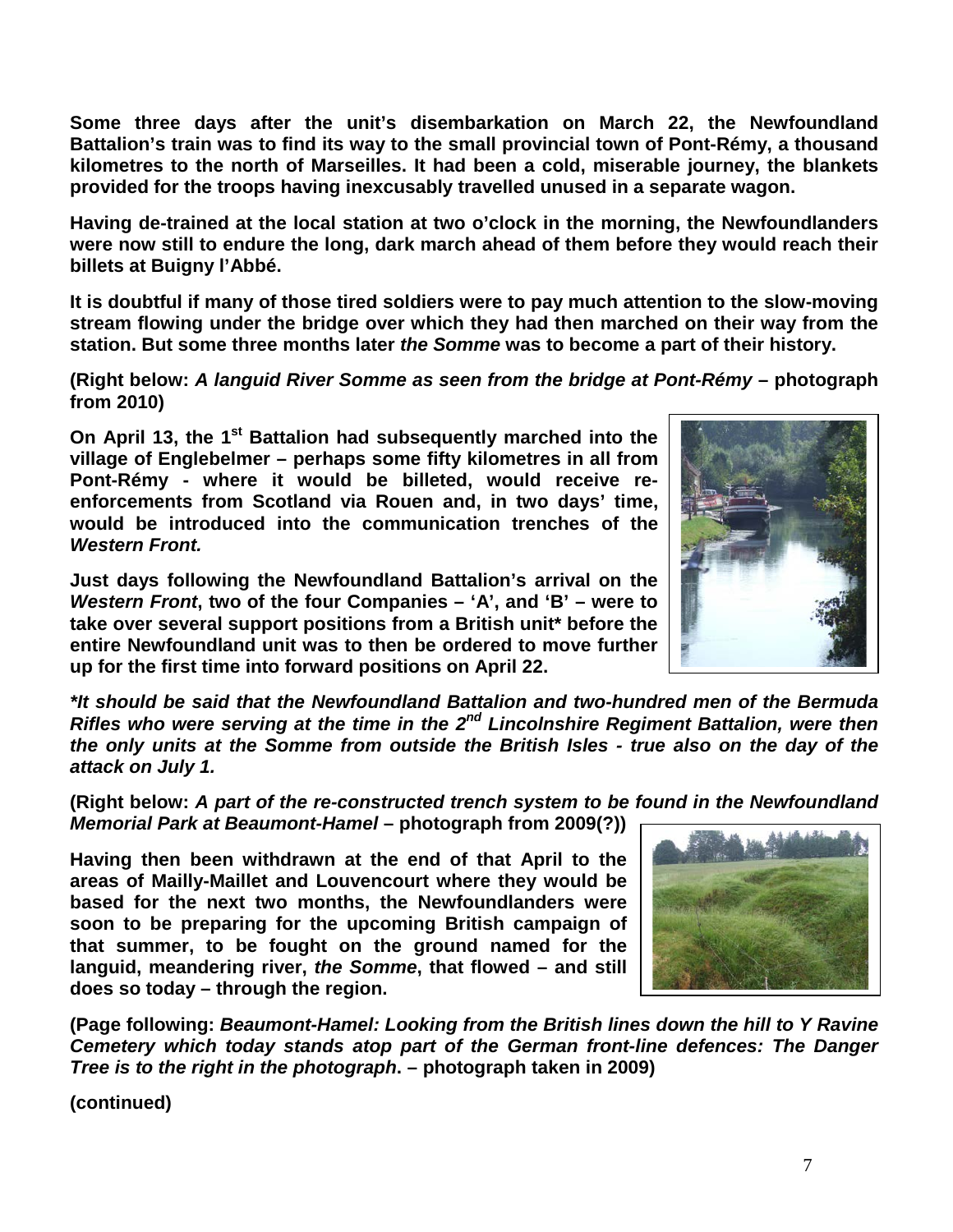**Some three days after the unit's disembarkation on March 22, the Newfoundland Battalion's train was to find its way to the small provincial town of Pont-Rémy, a thousand kilometres to the north of Marseilles. It had been a cold, miserable journey, the blankets provided for the troops having inexcusably travelled unused in a separate wagon.**

**Having de-trained at the local station at two o'clock in the morning, the Newfoundlanders were now still to endure the long, dark march ahead of them before they would reach their billets at Buigny l'Abbé.**

**It is doubtful if many of those tired soldiers were to pay much attention to the slow-moving stream flowing under the bridge over which they had then marched on their way from the station. But some three months later *the Somme* was to become a part of their history.**

**(Right below: *A languid River Somme as seen from the bridge at Pont-Rémy* – photograph from 2010)**

**On April 13, the 1st Battalion had subsequently marched into the village of Englebelmer – perhaps some fifty kilometres in all from Pont-Rémy - where it would be billeted, would receive re-enforcements from Scotland via Rouen and, in two days' time, would be introduced into the communication trenches of the *Western Front.***

**Just days following the Newfoundland Battalion's arrival on the *Western Front*, two of the four Companies – 'A', and 'B' – were to take over several support positions from a British unit\* before the entire Newfoundland unit was to then be ordered to move further up for the first time into forward positions on April 22.**

***\*It should be said that the Newfoundland Battalion and two-hundred men of the Bermuda Rifles who were serving at the time in the 2nd Lincolnshire Regiment Battalion, were then the only units at the Somme from outside the British Isles - true also on the day of the attack on July 1.***

**(Right below: *A part of the re-constructed trench system to be found in the Newfoundland Memorial Park at Beaumont-Hamel* – photograph from 2009(?))**

**Having then been withdrawn at the end of that April to the areas of Mailly-Maillet and Louvencourt where they would be based for the next two months, the Newfoundlanders were soon to be preparing for the upcoming British campaign of that summer, to be fought on the ground named for the languid, meandering river, *the Somme*, that flowed – and still does so today – through the region.**

**(Page following: *Beaumont-Hamel: Looking from the British lines down the hill to Y Ravine Cemetery which today stands atop part of the German front-line defences: The Danger Tree is to the right in the photograph*. – photograph taken in 2009)**

**(continued)**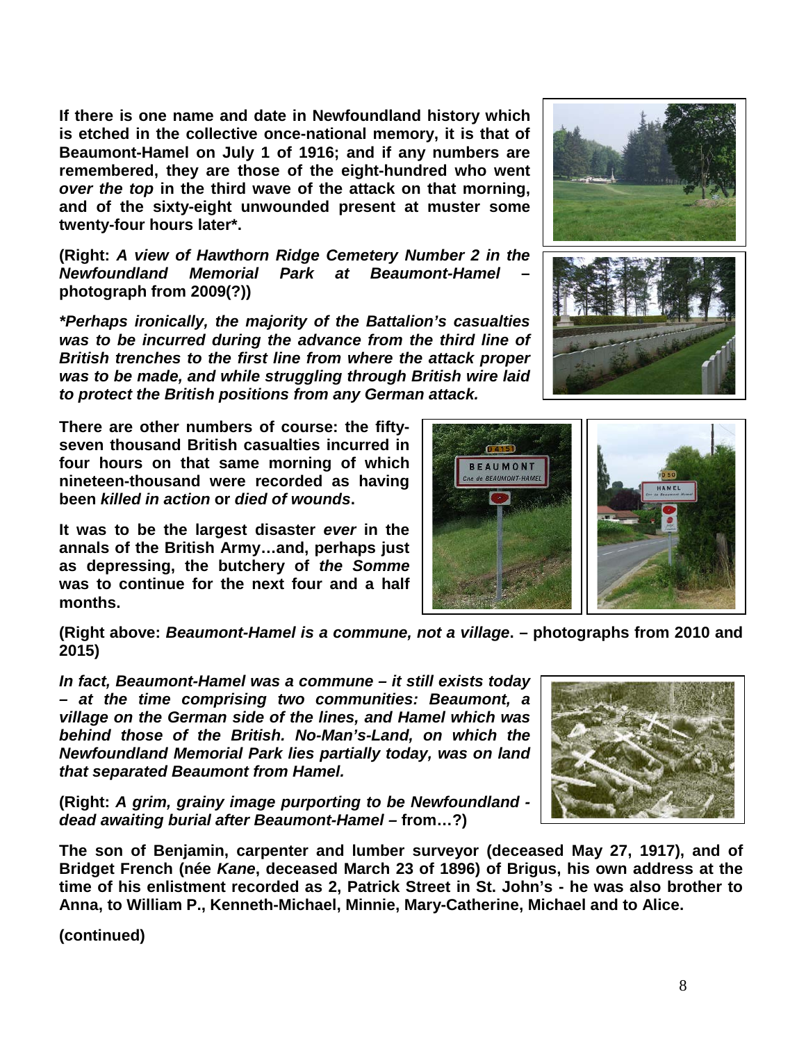**If there is one name and date in Newfoundland history which is etched in the collective once-national memory, it is that of Beaumont-Hamel on July 1 of 1916; and if any numbers are remembered, they are those of the eight-hundred who went *over the top* in the third wave of the attack on that morning, and of the sixty-eight unwounded present at muster some twenty-four hours later\*.**

**(Right: *A view of Hawthorn Ridge Cemetery Number 2 in the Newfoundland Memorial Park at Beaumont-Hamel* – photograph from 2009(?))**

***\*Perhaps ironically, the majority of the Battalion's casualties was to be incurred during the advance from the third line of British trenches to the first line from where the attack proper was to be made, and while struggling through British wire laid to protect the British positions from any German attack.***

**There are other numbers of course: the fifty-seven thousand British casualties incurred in four hours on that same morning of which nineteen-thousand were recorded as having been *killed in action* or *died of wounds*.**

**It was to be the largest disaster *ever* in the annals of the British Army…and, perhaps just as depressing, the butchery of *the Somme* was to continue for the next four and a half months.**

**(Right above: *Beaumont-Hamel is a commune, not a village*. – photographs from 2010 and 2015)**

***In fact, Beaumont-Hamel was a commune – it still exists today – at the time comprising two communities: Beaumont, a village on the German side of the lines, and Hamel which was behind those of the British. No-Man's-Land, on which the Newfoundland Memorial Park lies partially today, was on land that separated Beaumont from Hamel.***

**(Right: *A grim, grainy image purporting to be Newfoundland - dead awaiting burial after Beaumont-Hamel* – from…?)**

**The son of Benjamin, carpenter and lumber surveyor (deceased May 27, 1917), and of Bridget French (née *Kane*, deceased March 23 of 1896) of Brigus, his own address at the time of his enlistment recorded as 2, Patrick Street in St. John's - he was also brother to Anna, to William P., Kenneth-Michael, Minnie, Mary-Catherine, Michael and to Alice.**

**(continued)**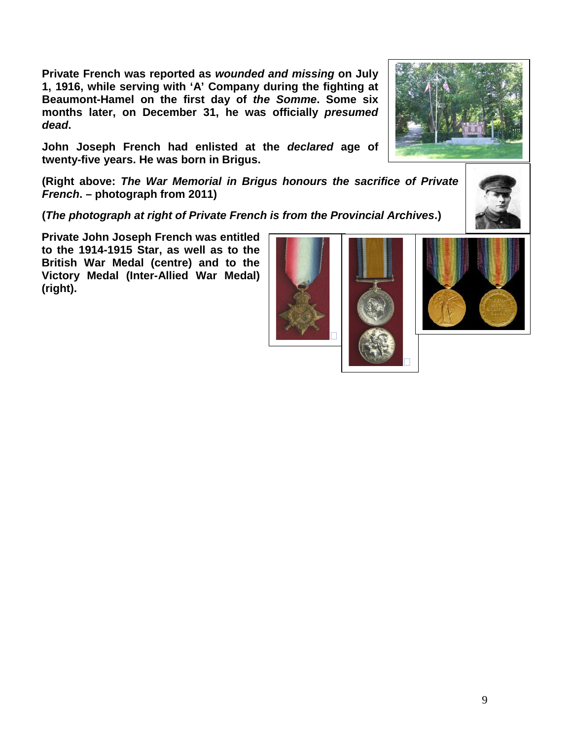**Private French was reported as *wounded and missing* on July 1, 1916, while serving with 'A' Company during the fighting at Beaumont-Hamel on the first day of *the Somme*. Some six months later, on December 31, he was officially *presumed dead*.**

**John Joseph French had enlisted at the *declared* age of twenty-five years. He was born in Brigus.**

**(Right above: *The War Memorial in Brigus honours the sacrifice of Private French*. – photograph from 2011)**

**(*The photograph at right of Private French is from the Provincial Archives*.)**

**Private John Joseph French was entitled to the 1914-1915 Star, as well as to the British War Medal (centre) and to the Victory Medal (Inter-Allied War Medal) (right).**